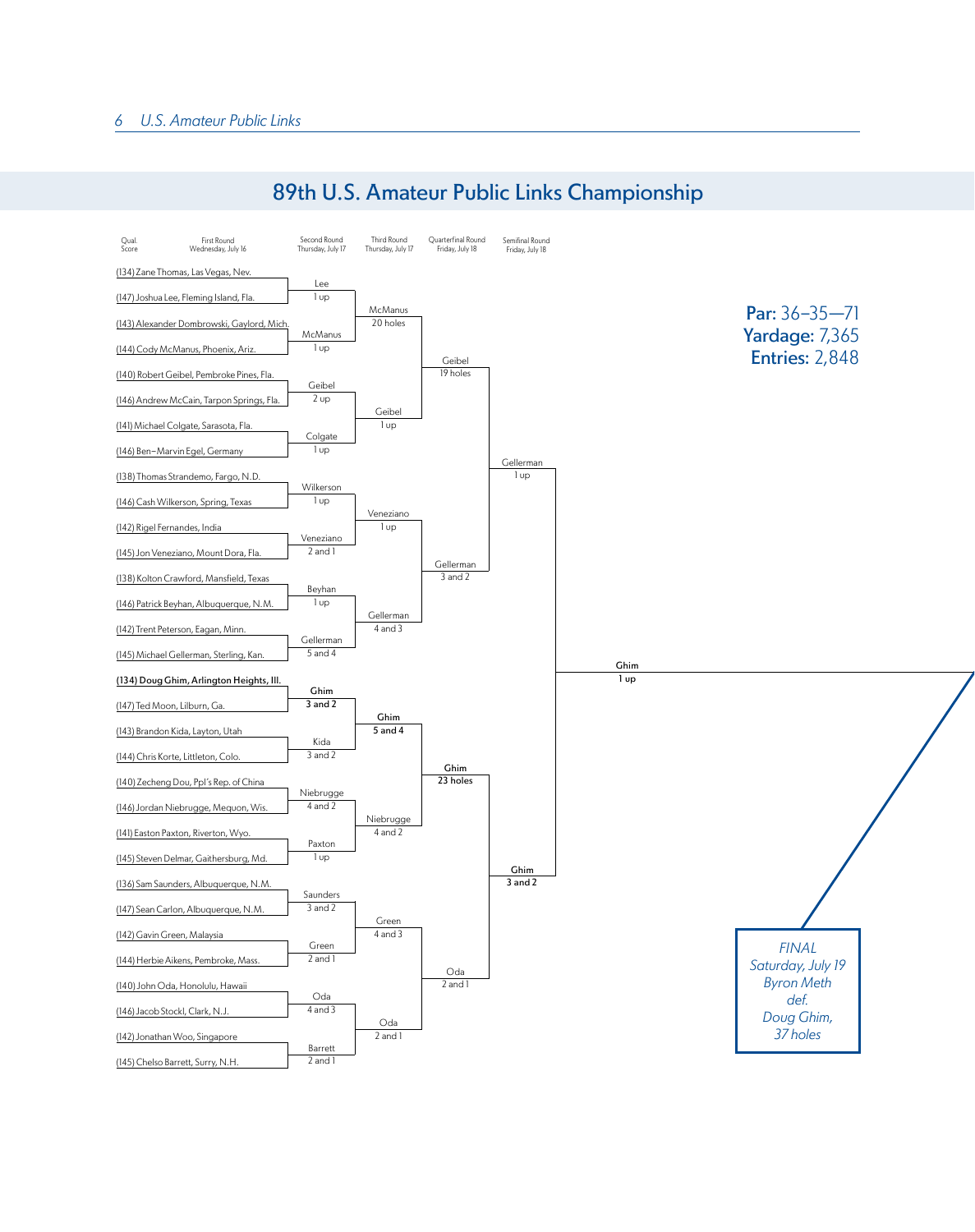# 89th U.S. Amateur Public Links Championship

**Par:** 36–35—71
**Yardage:** 7,365
**Entries:** 2,848

### First Round — Wednesday, July 16

| Qual. Score | Player | Qual. Score | Player | Winner |
|---|---|---|---|---|
| (134) | Zane Thomas, Las Vegas, Nev. | (147) | Joshua Lee, Fleming Island, Fla. | Lee, 1 up |
| (143) | Alexander Dombrowski, Gaylord, Mich. | (144) | Cody McManus, Phoenix, Ariz. | McManus, 1 up |
| (140) | Robert Geibel, Pembroke Pines, Fla. | (146) | Andrew McCain, Tarpon Springs, Fla. | Geibel, 2 up |
| (141) | Michael Colgate, Sarasota, Fla. | (146) | Ben–Marvin Egel, Germany | Colgate, 1 up |
| (138) | Thomas Strandemo, Fargo, N.D. | (146) | Cash Wilkerson, Spring, Texas | Wilkerson, 1 up |
| (142) | Rigel Fernandes, India | (145) | Jon Veneziano, Mount Dora, Fla. | Veneziano, 2 and 1 |
| (138) | Kolton Crawford, Mansfield, Texas | (146) | Patrick Beyhan, Albuquerque, N.M. | Beyhan, 1 up |
| (142) | Trent Peterson, Eagan, Minn. | (145) | Michael Gellerman, Sterling, Kan. | Gellerman, 5 and 4 |
| (134) | **Doug Ghim, Arlington Heights, Ill.** | (147) | Ted Moon, Lilburn, Ga. | **Ghim, 3 and 2** |
| (143) | Brandon Kida, Layton, Utah | (144) | Chris Korte, Littleton, Colo. | Kida, 3 and 2 |
| (140) | Zecheng Dou, Ppl's Rep. of China | (146) | Jordan Niebrugge, Mequon, Wis. | Niebrugge, 4 and 2 |
| (141) | Easton Paxton, Riverton, Wyo. | (145) | Steven Delmar, Gaithersburg, Md. | Paxton, 1 up |
| (136) | Sam Saunders, Albuquerque, N.M. | (147) | Sean Carlon, Albuquerque, N.M. | Saunders, 3 and 2 |
| (142) | Gavin Green, Malaysia | (144) | Herbie Aikens, Pembroke, Mass. | Green, 2 and 1 |
| (140) | John Oda, Honolulu, Hawaii | (146) | Jacob Stockl, Clark, N.J. | Oda, 4 and 3 |
| (142) | Jonathan Woo, Singapore | (145) | Chelso Barrett, Surry, N.H. | Barrett, 2 and 1 |

### Second Round — Thursday, July 17

| Match | Winner |
|---|---|
| Lee vs. McManus | McManus, 20 holes |
| Geibel vs. Colgate | Geibel, 1 up |
| Wilkerson vs. Veneziano | Veneziano, 1 up |
| Beyhan vs. Gellerman | Gellerman, 4 and 3 |
| Ghim vs. Kida | **Ghim, 5 and 4** |
| Niebrugge vs. Paxton | Niebrugge, 4 and 2 |
| Saunders vs. Green | Green, 4 and 3 |
| Oda vs. Barrett | Oda, 2 and 1 |

### Third Round — Thursday, July 17

| Match | Winner |
|---|---|
| McManus vs. Geibel | Geibel, 19 holes |
| Veneziano vs. Gellerman | Gellerman, 3 and 2 |
| Ghim vs. Niebrugge | **Ghim, 23 holes** |
| Green vs. Oda | Oda, 2 and 1 |

### Quarterfinal Round — Friday, July 18

| Match | Winner |
|---|---|
| Geibel vs. Gellerman | Gellerman, 1 up |
| Ghim vs. Oda | **Ghim, 3 and 2** |

### Semifinal Round — Friday, July 18

| Match | Winner |
|---|---|
| Gellerman vs. Ghim | **Ghim, 1 up** |

### FINAL

*Saturday, July 19*
*Byron Meth def. Doug Ghim, 37 holes*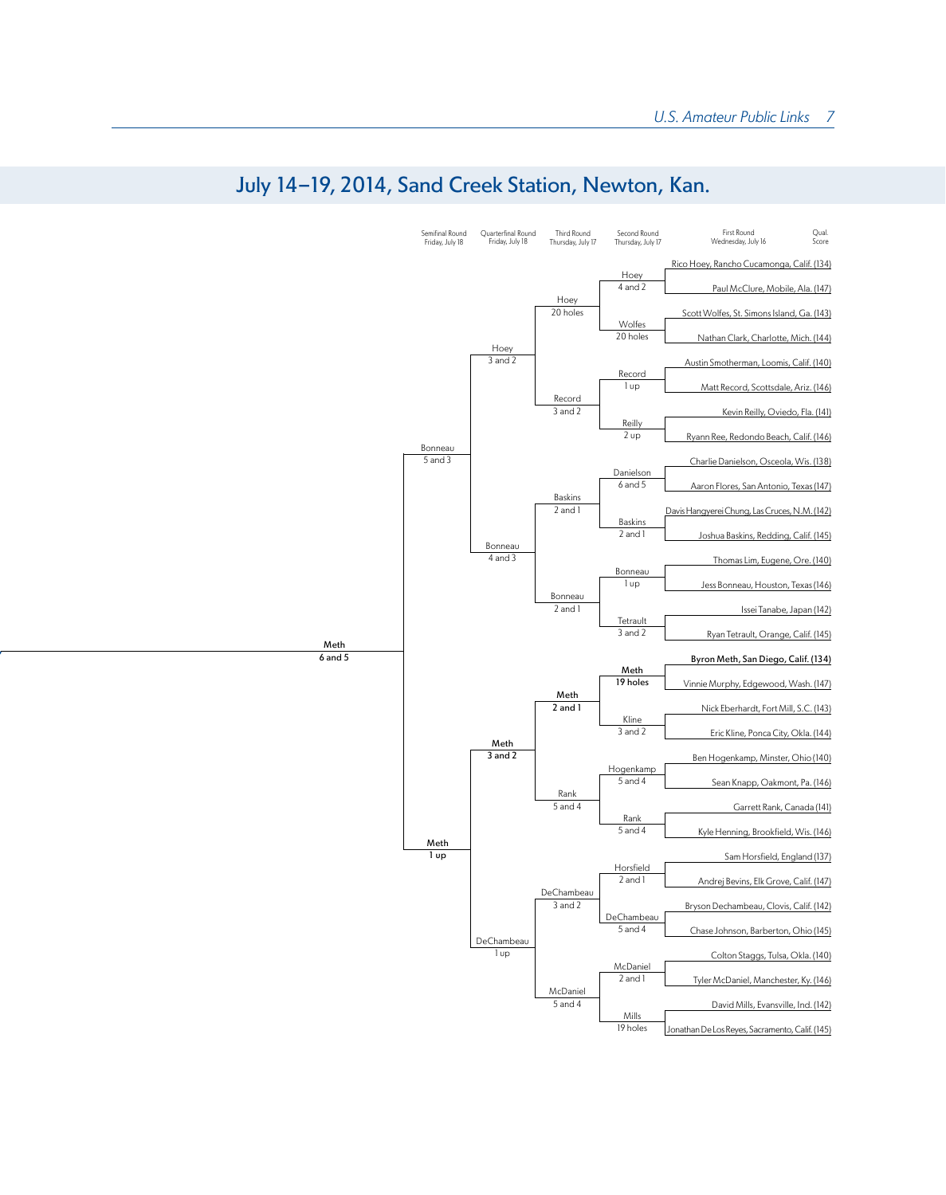## July 14–19, 2014, Sand Creek Station, Newton, Kan.

### First Round — Wednesday, July 16

| Match | Player | Qual. Score | Winner / Result |
|---|---|---|---|
| 1 | Rico Hoey, Rancho Cucamonga, Calif. | 134 | Hoey, 4 and 2 |
| | Paul McClure, Mobile, Ala. | 147 | |
| 2 | Scott Wolfes, St. Simons Island, Ga. | 143 | Wolfes, 20 holes |
| | Nathan Clark, Charlotte, Mich. | 144 | |
| 3 | Austin Smotherman, Loomis, Calif. | 140 | Record, 1 up |
| | Matt Record, Scottsdale, Ariz. | 146 | |
| 4 | Kevin Reilly, Oviedo, Fla. | 141 | Reilly, 2 up |
| | Ryann Ree, Redondo Beach, Calif. | 146 | |
| 5 | Charlie Danielson, Osceola, Wis. | 138 | Danielson, 6 and 5 |
| | Aaron Flores, San Antonio, Texas | 147 | |
| 6 | Davis Hangyerei Chung, Las Cruces, N.M. | 142 | Baskins, 2 and 1 |
| | Joshua Baskins, Redding, Calif. | 145 | |
| 7 | Thomas Lim, Eugene, Ore. | 140 | Bonneau, 1 up |
| | Jess Bonneau, Houston, Texas | 146 | |
| 8 | Issei Tanabe, Japan | 142 | Tetrault, 3 and 2 |
| | Ryan Tetrault, Orange, Calif. | 145 | |
| 9 | **Byron Meth, San Diego, Calif.** | **134** | **Meth, 19 holes** |
| | Vinnie Murphy, Edgewood, Wash. | 147 | |
| 10 | Nick Eberhardt, Fort Mill, S.C. | 143 | Kline, 3 and 2 |
| | Eric Kline, Ponca City, Okla. | 144 | |
| 11 | Ben Hogenkamp, Minster, Ohio | 140 | Hogenkamp, 5 and 4 |
| | Sean Knapp, Oakmont, Pa. | 146 | |
| 12 | Garrett Rank, Canada | 141 | Rank, 5 and 4 |
| | Kyle Henning, Brookfield, Wis. | 146 | |
| 13 | Sam Horsfield, England | 137 | Horsfield, 2 and 1 |
| | Andrej Bevins, Elk Grove, Calif. | 147 | |
| 14 | Bryson Dechambeau, Clovis, Calif. | 142 | DeChambeau, 5 and 4 |
| | Chase Johnson, Barberton, Ohio | 145 | |
| 15 | Colton Staggs, Tulsa, Okla. | 140 | McDaniel, 2 and 1 |
| | Tyler McDaniel, Manchester, Ky. | 146 | |
| 16 | David Mills, Evansville, Ind. | 142 | Mills, 19 holes |
| | Jonathan De Los Reyes, Sacramento, Calif. | 145 | |

### Second Round — Thursday, July 17

- Hoey, 20 holes (Hoey vs. Wolfes)
- Record, 3 and 2 (Record vs. Reilly)
- Baskins, 2 and 1 (Danielson vs. Baskins)
- Bonneau, 2 and 1 (Bonneau vs. Tetrault)
- **Meth, 2 and 1** (Meth vs. Kline)
- Rank, 5 and 4 (Hogenkamp vs. Rank)
- DeChambeau, 3 and 2 (Horsfield vs. DeChambeau)
- McDaniel, 5 and 4 (McDaniel vs. Mills)

### Third Round — Thursday, July 17

- Hoey, 3 and 2 (Hoey vs. Record)
- Bonneau, 4 and 3 (Baskins vs. Bonneau)
- **Meth, 3 and 2** (Meth vs. Rank)
- DeChambeau, 1 up (DeChambeau vs. McDaniel)

### Quarterfinal Round — Friday, July 18

- Bonneau, 5 and 3 (Hoey vs. Bonneau)
- **Meth, 1 up** (Meth vs. DeChambeau)

### Semifinal Round — Friday, July 18

- **Meth, 6 and 5** (Bonneau vs. Meth)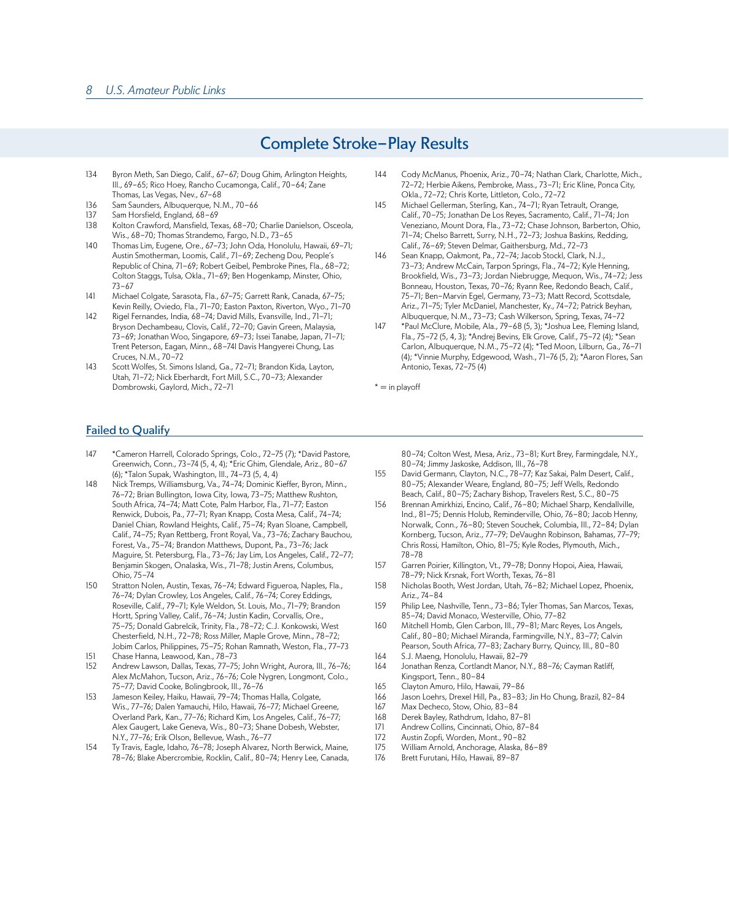## Complete Stroke-Play Results

134 Byron Meth, San Diego, Calif., 67–67; Doug Ghim, Arlington Heights, Ill., 69–65; Rico Hoey, Rancho Cucamonga, Calif., 70–64; Zane Thomas, Las Vegas, Nev., 67–68

136 Sam Saunders, Albuquerque, N.M., 70–66

137 Sam Horsfield, England, 68–69

138 Kolton Crawford, Mansfield, Texas, 68–70; Charlie Danielson, Osceola, Wis., 68–70; Thomas Strandemo, Fargo, N.D., 73–65

140 Thomas Lim, Eugene, Ore., 67–73; John Oda, Honolulu, Hawaii, 69–71; Austin Smotherman, Loomis, Calif., 71–69; Zecheng Dou, People's Republic of China, 71–69; Robert Geibel, Pembroke Pines, Fla., 68–72; Colton Staggs, Tulsa, Okla., 71–69; Ben Hogenkamp, Minster, Ohio, 73–67

141 Michael Colgate, Sarasota, Fla., 67–75; Garrett Rank, Canada, 67–75; Kevin Reilly, Oviedo, Fla., 71–70; Easton Paxton, Riverton, Wyo., 71–70

142 Rigel Fernandes, India, 68–74; David Mills, Evansville, Ind., 71–71; Bryson Dechambeau, Clovis, Calif., 72–70; Gavin Green, Malaysia, 73–69; Jonathan Woo, Singapore, 69–73; Issei Tanabe, Japan, 71–71; Trent Peterson, Eagan, Minn., 68–74l Davis Hangyerei Chung, Las Cruces, N.M., 70–72

143 Scott Wolfes, St. Simons Island, Ga., 72–71; Brandon Kida, Layton, Utah, 71–72; Nick Eberhardt, Fort Mill, S.C., 70–73; Alexander Dombrowski, Gaylord, Mich., 72–71

144 Cody McManus, Phoenix, Ariz., 70–74; Nathan Clark, Charlotte, Mich., 72–72; Herbie Aikens, Pembroke, Mass., 73–71; Eric Kline, Ponca City, Okla., 72–72; Chris Korte, Littleton, Colo., 72–72

145 Michael Gellerman, Sterling, Kan., 74–71; Ryan Tetrault, Orange, Calif., 70–75; Jonathan De Los Reyes, Sacramento, Calif., 71–74; Jon Veneziano, Mount Dora, Fla., 73–72; Chase Johnson, Barberton, Ohio, 71–74; Chelso Barrett, Surry, N.H., 72–73; Joshua Baskins, Redding, Calif., 76–69; Steven Delmar, Gaithersburg, Md., 72–73

146 Sean Knapp, Oakmont, Pa., 72–74; Jacob Stockl, Clark, N.J., 73–73; Andrew McCain, Tarpon Springs, Fla., 74–72; Kyle Henning, Brookfield, Wis., 73–73; Jordan Niebrugge, Mequon, Wis., 74–72; Jess Bonneau, Houston, Texas, 70–76; Ryann Ree, Redondo Beach, Calif., 75–71; Ben-Marvin Egel, Germany, 73–73; Matt Record, Scottsdale, Ariz., 71–75; Tyler McDaniel, Manchester, Ky., 74–72; Patrick Beyhan, Albuquerque, N.M., 73–73; Cash Wilkerson, Spring, Texas, 74–72

147 *Paul McClure, Mobile, Ala., 79–68 (5, 3); *Joshua Lee, Fleming Island, Fla., 75–72 (5, 4, 3); *Andrej Bevins, Elk Grove, Calif., 75–72 (4); *Sean Carlon, Albuquerque, N.M., 75–72 (4); *Ted Moon, Lilburn, Ga., 76–71 (4); *Vinnie Murphy, Edgewood, Wash., 71–76 (5, 2); *Aaron Flores, San Antonio, Texas, 72–75 (4)

* = in playoff

## Failed to Qualify

147 *Cameron Harrell, Colorado Springs, Colo., 72–75 (7); *David Pastore, Greenwich, Conn., 73–74 (5, 4, 4); *Eric Ghim, Glendale, Ariz., 80–67 (6); *Talon Supak, Washington, Ill., 74–73 (5, 4, 4)

148 Nick Tremps, Williamsburg, Va., 74–74; Dominic Kieffer, Byron, Minn., 76–72; Brian Bullington, Iowa City, Iowa, 73–75; Matthew Rushton, South Africa, 74–74; Matt Cote, Palm Harbor, Fla., 71–77; Easton Renwick, Dubois, Pa., 77–71; Ryan Knapp, Costa Mesa, Calif., 74–74; Daniel Chian, Rowland Heights, Calif., 75–74; Ryan Sloane, Campbell, Calif., 74–75; Ryan Rettberg, Front Royal, Va., 73–76; Zachary Bauchou, Forest, Va., 75–74; Brandon Matthews, Dupont, Pa., 73–76; Jack Maguire, St. Petersburg, Fla., 73–76; Jay Lim, Los Angeles, Calif., 72–77; Benjamin Skogen, Onalaska, Wis., 71–78; Justin Arens, Columbus, Ohio, 75–74

150 Stratton Nolen, Austin, Texas, 76–74; Edward Figueroa, Naples, Fla., 76–74; Dylan Crowley, Los Angeles, Calif., 76–74; Corey Eddings, Roseville, Calif., 79–71; Kyle Weldon, St. Louis, Mo., 71–79; Brandon Hortt, Spring Valley, Calif., 76–74; Justin Kadin, Corvallis, Ore., 75–75; Donald Gabrelcik, Trinity, Fla., 78–72; C.J. Konkowski, West Chesterfield, N.H., 72–78; Ross Miller, Maple Grove, Minn., 78–72; Jobim Carlos, Philippines, 75–75; Rohan Ramnath, Weston, Fla., 77–73

151 Chase Hanna, Leawood, Kan., 78–73

152 Andrew Lawson, Dallas, Texas, 77–75; John Wright, Aurora, Ill., 76–76; Alex McMahon, Tucson, Ariz., 76–76; Cole Nygren, Longmont, Colo., 75–77; David Cooke, Bolingbrook, Ill., 76–76

153 Jameson Keiley, Haiku, Hawaii, 79–74; Thomas Halla, Colgate, Wis., 77–76; Dalen Yamauchi, Hilo, Hawaii, 76–77; Michael Greene, Overland Park, Kan., 77–76; Richard Kim, Los Angeles, Calif., 76–77; Alex Gaugert, Lake Geneva, Wis., 80–73; Shane Dobesh, Webster, N.Y., 77–76; Erik Olson, Bellevue, Wash., 76–77

154 Ty Travis, Eagle, Idaho, 76–78; Joseph Alvarez, North Berwick, Maine, 78–76; Blake Abercrombie, Rocklin, Calif., 80–74; Henry Lee, Canada, 80–74; Colton West, Mesa, Ariz., 73–81; Kurt Brey, Farmingdale, N.Y., 80–74; Jimmy Jaskoske, Addison, Ill., 76–78

155 David Germann, Clayton, N.C., 78–77; Kaz Sakai, Palm Desert, Calif., 80–75; Alexander Weare, England, 80–75; Jeff Wells, Redondo Beach, Calif., 80–75; Zachary Bishop, Travelers Rest, S.C., 80–75

156 Brennan Amirkhizi, Encino, Calif., 76–80; Michael Sharp, Kendallville, Ind., 81–75; Dennis Holub, Reminderville, Ohio, 76–80; Jacob Henny, Norwalk, Conn., 76–80; Steven Souchek, Columbia, Ill., 72–84; Dylan Kornberg, Tucson, Ariz., 77–79; DeVaughn Robinson, Bahamas, 77–79; Chris Rossi, Hamilton, Ohio, 81–75; Kyle Rodes, Plymouth, Mich., 78–78

157 Garren Poirier, Killington, Vt., 79–78; Donny Hopoi, Aiea, Hawaii, 78–79; Nick Krsnak, Fort Worth, Texas, 76–81

158 Nicholas Booth, West Jordan, Utah, 76–82; Michael Lopez, Phoenix, Ariz., 74–84

159 Philip Lee, Nashville, Tenn., 73–86; Tyler Thomas, San Marcos, Texas, 85–74; David Monaco, Westerville, Ohio, 77–82

160 Mitchell Homb, Glen Carbon, Ill., 79–81; Marc Reyes, Los Angels, Calif., 80–80; Michael Miranda, Farmingville, N.Y., 83–77; Calvin Pearson, South Africa, 77–83; Zachary Burry, Quincy, Ill., 80–80

164 S.J. Maeng, Honolulu, Hawaii, 82–79

164 Jonathan Renza, Cortlandt Manor, N.Y., 88–76; Cayman Ratliff, Kingsport, Tenn., 80–84

165 Clayton Amuro, Hilo, Hawaii, 79–86

166 Jason Loehrs, Drexel Hill, Pa., 83–83; Jin Ho Chung, Brazil, 82–84

167 Max Decheco, Stow, Ohio, 83–84

168 Derek Bayley, Rathdrum, Idaho, 87–81

171 Andrew Collins, Cincinnati, Ohio, 87–84

172 Austin Zopfi, Worden, Mont., 90–82

175 William Arnold, Anchorage, Alaska, 86–89

176 Brett Furutani, Hilo, Hawaii, 89–87